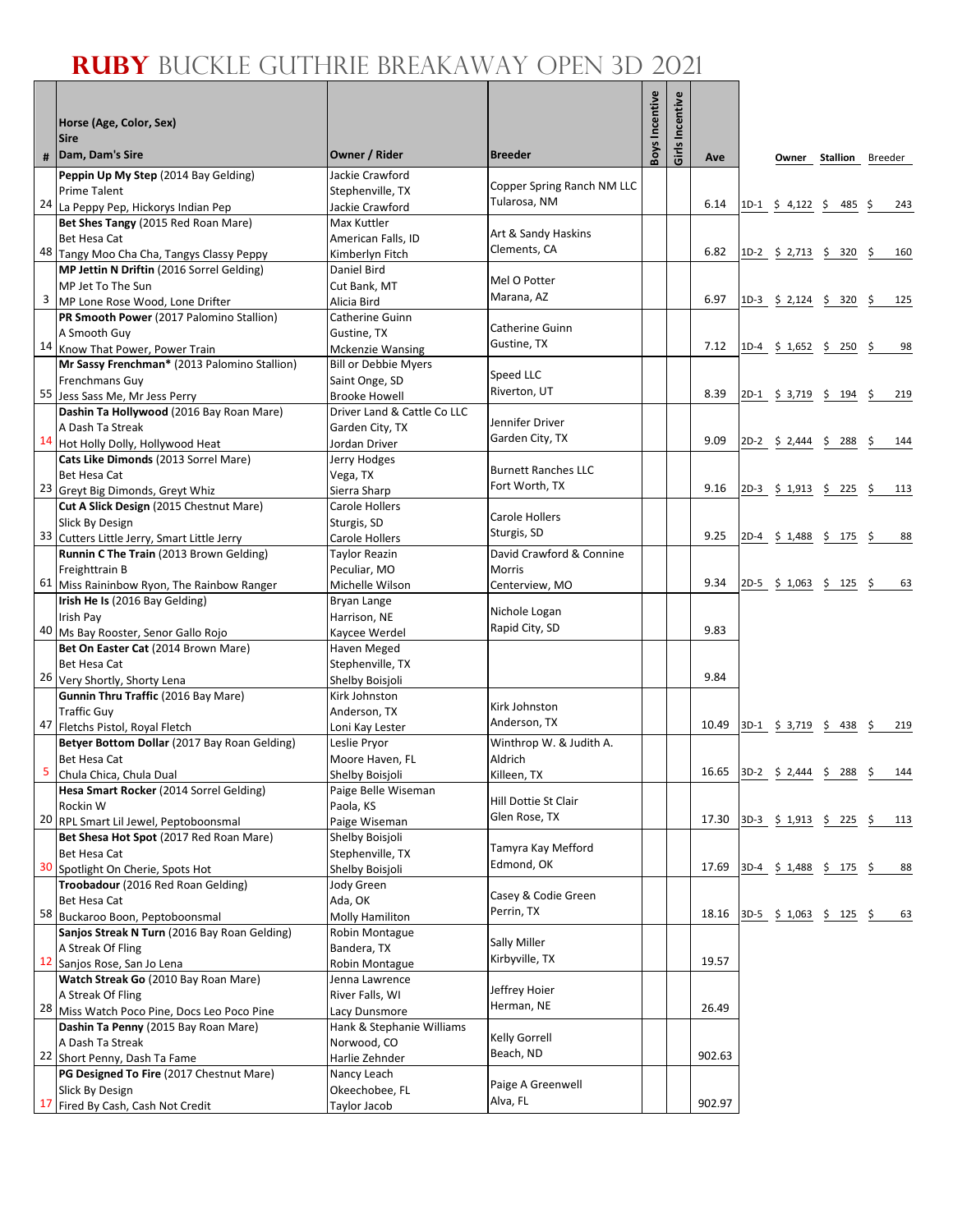# RUBY BUCKLE GUTHRIE BREAKAWAY OPEN 3D 2021

| # | Horse (Age, Color, Sex) / Sire / Dam, Dam's Sire | Owner / Rider | Breeder | Boys Incentive | Girls Incentive | Ave | | Owner | Stallion | Breeder |
|---|---|---|---|---|---|---|---|---|---|---|
| 24 | **Peppin Up My Step** (2014 Bay Gelding) Prime Talent La Peppy Pep, Hickorys Indian Pep | Jackie Crawford Stephenville, TX Jackie Crawford | Copper Spring Ranch NM LLC Tularosa, NM | | | 6.14 | 1D-1 | $ 4,122 | $ 485 | $ 243 |
| 48 | **Bet Shes Tangy** (2015 Red Roan Mare) Bet Hesa Cat Tangy Moo Cha Cha, Tangys Classy Peppy | Max Kuttler American Falls, ID Kimberlyn Fitch | Art & Sandy Haskins Clements, CA | | | 6.82 | 1D-2 | $ 2,713 | $ 320 | $ 160 |
| 3 | **MP Jettin N Driftin** (2016 Sorrel Gelding) MP Jet To The Sun MP Lone Rose Wood, Lone Drifter | Daniel Bird Cut Bank, MT Alicia Bird | Mel O Potter Marana, AZ | | | 6.97 | 1D-3 | $ 2,124 | $ 320 | $ 125 |
| 14 | **PR Smooth Power** (2017 Palomino Stallion) A Smooth Guy Know That Power, Power Train | Catherine Guinn Gustine, TX Mckenzie Wansing | Catherine Guinn Gustine, TX | | | 7.12 | 1D-4 | $ 1,652 | $ 250 | $ 98 |
| 55 | **Mr Sassy Frenchman*** (2013 Palomino Stallion) Frenchmans Guy Jess Sass Me, Mr Jess Perry | Bill or Debbie Myers Saint Onge, SD Brooke Howell | Speed LLC Riverton, UT | | | 8.39 | 2D-1 | $ 3,719 | $ 194 | $ 219 |
| 14 | **Dashin Ta Hollywood** (2016 Bay Roan Mare) A Dash Ta Streak Hot Holly Dolly, Hollywood Heat | Driver Land & Cattle Co LLC Garden City, TX Jordan Driver | Jennifer Driver Garden City, TX | | | 9.09 | 2D-2 | $ 2,444 | $ 288 | $ 144 |
| 23 | **Cats Like Dimonds** (2013 Sorrel Mare) Bet Hesa Cat Greyt Big Dimonds, Greyt Whiz | Jerry Hodges Vega, TX Sierra Sharp | Burnett Ranches LLC Fort Worth, TX | | | 9.16 | 2D-3 | $ 1,913 | $ 225 | $ 113 |
| 33 | **Cut A Slick Design** (2015 Chestnut Mare) Slick By Design Cutters Little Jerry, Smart Little Jerry | Carole Hollers Sturgis, SD Carole Hollers | Carole Hollers Sturgis, SD | | | 9.25 | 2D-4 | $ 1,488 | $ 175 | $ 88 |
| 61 | **Runnin C The Train** (2013 Brown Gelding) Freighttrain B Miss Raininbow Ryon, The Rainbow Ranger | Taylor Reazin Peculiar, MO Michelle Wilson | David Crawford & Connine Morris Centerview, MO | | | 9.34 | 2D-5 | $ 1,063 | $ 125 | $ 63 |
| 40 | **Irish He Is** (2016 Bay Gelding) Irish Pay Ms Bay Rooster, Senor Gallo Rojo | Bryan Lange Harrison, NE Kaycee Werdel | Nichole Logan Rapid City, SD | | | 9.83 | | | | |
| 26 | **Bet On Easter Cat** (2014 Brown Mare) Bet Hesa Cat Very Shortly, Shorty Lena | Haven Meged Stephenville, TX Shelby Boisjoli | | | | 9.84 | | | | |
| 47 | **Gunnin Thru Traffic** (2016 Bay Mare) Traffic Guy Fletchs Pistol, Royal Fletch | Kirk Johnston Anderson, TX Loni Kay Lester | Kirk Johnston Anderson, TX | | | 10.49 | 3D-1 | $ 3,719 | $ 438 | $ 219 |
| 5 | **Betyer Bottom Dollar** (2017 Bay Roan Gelding) Bet Hesa Cat Chula Chica, Chula Dual | Leslie Pryor Moore Haven, FL Shelby Boisjoli | Winthrop W. & Judith A. Aldrich Killeen, TX | | | 16.65 | 3D-2 | $ 2,444 | $ 288 | $ 144 |
| 20 | **Hesa Smart Rocker** (2014 Sorrel Gelding) Rockin W RPL Smart Lil Jewel, Peptoboonsmal | Paige Belle Wiseman Paola, KS Paige Wiseman | Hill Dottie St Clair Glen Rose, TX | | | 17.30 | 3D-3 | $ 1,913 | $ 225 | $ 113 |
| 30 | **Bet Shesa Hot Spot** (2017 Red Roan Mare) Bet Hesa Cat Spotlight On Cherie, Spots Hot | Shelby Boisjoli Stephenville, TX Shelby Boisjoli | Tamyra Kay Mefford Edmond, OK | | | 17.69 | 3D-4 | $ 1,488 | $ 175 | $ 88 |
| 58 | **Troobadour** (2016 Red Roan Gelding) Bet Hesa Cat Buckaroo Boon, Peptoboonsmal | Jody Green Ada, OK Molly Hamilton | Casey & Codie Green Perrin, TX | | | 18.16 | 3D-5 | $ 1,063 | $ 125 | $ 63 |
| 12 | **Sanjos Streak N Turn** (2016 Bay Roan Gelding) A Streak Of Fling Sanjos Rose, San Jo Lena | Robin Montague Bandera, TX Robin Montague | Sally Miller Kirbyville, TX | | | 19.57 | | | | |
| 28 | **Watch Streak Go** (2010 Bay Roan Mare) A Streak Of Fling Miss Watch Poco Pine, Docs Leo Poco Pine | Jenna Lawrence River Falls, WI Lacy Dunsmore | Jeffrey Hoier Herman, NE | | | 26.49 | | | | |
| 22 | **Dashin Ta Penny** (2015 Bay Roan Mare) A Dash Ta Streak Short Penny, Dash Ta Fame | Hank & Stephanie Williams Norwood, CO Harlie Zehnder | Kelly Gorrell Beach, ND | | | 902.63 | | | | |
| 17 | **PG Designed To Fire** (2017 Chestnut Mare) Slick By Design Fired By Cash, Cash Not Credit | Nancy Leach Okeechobee, FL Taylor Jacob | Paige A Greenwell Alva, FL | | | 902.97 | | | | |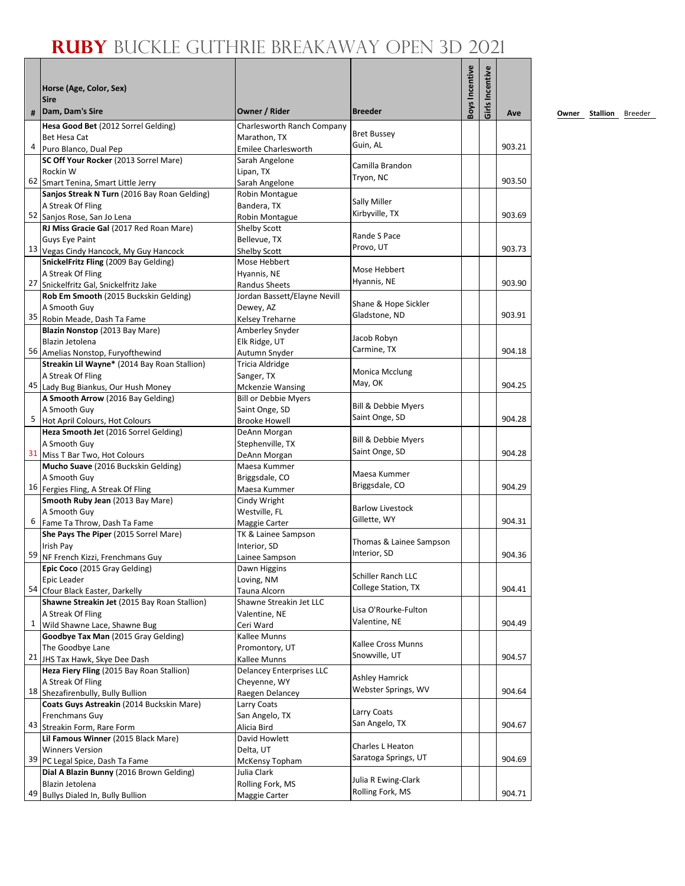# RUBY BUCKLE GUTHRIE BREAKAWAY OPEN 3D 2021

| # | Horse (Age, Color, Sex)<br>Sire<br>Dam, Dam's Sire | Owner / Rider | Breeder | Boys Incentive | Girls Incentive | Ave |
|---|---|---|---|---|---|---|
| 4 | **Hesa Good Bet** (2012 Sorrel Gelding)<br>Bet Hesa Cat<br>Puro Blanco, Dual Pep | Charlesworth Ranch Company<br>Marathon, TX<br>Emilee Charlesworth | Bret Bussey<br>Guin, AL | | | 903.21 |
| 62 | **SC Off Your Rocker** (2013 Sorrel Mare)<br>Rockin W<br>Smart Tenina, Smart Little Jerry | Sarah Angelone<br>Lipan, TX<br>Sarah Angelone | Camilla Brandon<br>Tryon, NC | | | 903.50 |
| 52 | **Sanjos Streak N Turn** (2016 Bay Roan Gelding)<br>A Streak Of Fling<br>Sanjos Rose, San Jo Lena | Robin Montague<br>Bandera, TX<br>Robin Montague | Sally Miller<br>Kirbyville, TX | | | 903.69 |
| 13 | **RJ Miss Gracie Gal** (2017 Red Roan Mare)<br>Guys Eye Paint<br>Vegas Cindy Hancock, My Guy Hancock | Shelby Scott<br>Bellevue, TX<br>Shelby Scott | Rande S Pace<br>Provo, UT | | | 903.73 |
| 27 | **SnickelFritz Fling** (2009 Bay Gelding)<br>A Streak Of Fling<br>Snickelfritz Gal, Snickelfritz Jake | Mose Hebbert<br>Hyannis, NE<br>Randus Sheets | Mose Hebbert<br>Hyannis, NE | | | 903.90 |
| 35 | **Rob Em Smooth** (2015 Buckskin Gelding)<br>A Smooth Guy<br>Robin Meade, Dash Ta Fame | Jordan Bassett/Elayne Nevill<br>Dewey, AZ<br>Kelsey Treharne | Shane & Hope Sickler<br>Gladstone, ND | | | 903.91 |
| 56 | **Blazin Nonstop** (2013 Bay Mare)<br>Blazin Jetolena<br>Amelias Nonstop, Furyofthewind | Amberley Snyder<br>Elk Ridge, UT<br>Autumn Snyder | Jacob Robyn<br>Carmine, TX | | | 904.18 |
| 45 | **Streakin Lil Wayne*** (2014 Bay Roan Stallion)<br>A Streak Of Fling<br>Lady Bug Biankus, Our Hush Money | Tricia Aldridge<br>Sanger, TX<br>Mckenzie Wansing | Monica Mcclung<br>May, OK | | | 904.25 |
| 5 | **A Smooth Arrow** (2016 Bay Gelding)<br>A Smooth Guy<br>Hot April Colours, Hot Colours | Bill or Debbie Myers<br>Saint Onge, SD<br>Brooke Howell | Bill & Debbie Myers<br>Saint Onge, SD | | | 904.28 |
| 31 | **Heza Smooth Jet** (2016 Sorrel Gelding)<br>A Smooth Guy<br>Miss T Bar Two, Hot Colours | DeAnn Morgan<br>Stephenville, TX<br>DeAnn Morgan | Bill & Debbie Myers<br>Saint Onge, SD | | | 904.28 |
| 16 | **Mucho Suave** (2016 Buckskin Gelding)<br>A Smooth Guy<br>Fergies Fling, A Streak Of Fling | Maesa Kummer<br>Briggsdale, CO<br>Maesa Kummer | Maesa Kummer<br>Briggsdale, CO | | | 904.29 |
| 6 | **Smooth Ruby Jean** (2013 Bay Mare)<br>A Smooth Guy<br>Fame Ta Throw, Dash Ta Fame | Cindy Wright<br>Westville, FL<br>Maggie Carter | Barlow Livestock<br>Gillette, WY | | | 904.31 |
| 59 | **She Pays The Piper** (2015 Sorrel Mare)<br>Irish Pay<br>NF French Kizzi, Frenchmans Guy | TK & Lainee Sampson<br>Interior, SD<br>Lainee Sampson | Thomas & Lainee Sampson<br>Interior, SD | | | 904.36 |
| 54 | **Epic Coco** (2015 Gray Gelding)<br>Epic Leader<br>Cfour Black Easter, Darkelly | Dawn Higgins<br>Loving, NM<br>Tauna Alcorn | Schiller Ranch LLC<br>College Station, TX | | | 904.41 |
| 1 | **Shawne Streakin Jet** (2015 Bay Roan Stallion)<br>A Streak Of Fling<br>Wild Shawne Lace, Shawne Bug | Shawne Streakin Jet LLC<br>Valentine, NE<br>Ceri Ward | Lisa O'Rourke-Fulton<br>Valentine, NE | | | 904.49 |
| 21 | **Goodbye Tax Man** (2015 Gray Gelding)<br>The Goodbye Lane<br>JHS Tax Hawk, Skye Dee Dash | Kallee Munns<br>Promontory, UT<br>Kallee Munns | Kallee Cross Munns<br>Snowville, UT | | | 904.57 |
| 18 | **Heza Fiery Fling** (2015 Bay Roan Stallion)<br>A Streak Of Fling<br>Shezafirenbully, Bully Bullion | Delancey Enterprises LLC<br>Cheyenne, WY<br>Raegen Delancey | Ashley Hamrick<br>Webster Springs, WV | | | 904.64 |
| 43 | **Coats Guys Astreakin** (2014 Buckskin Mare)<br>Frenchmans Guy<br>Streakin Form, Rare Form | Larry Coats<br>San Angelo, TX<br>Alicia Bird | Larry Coats<br>San Angelo, TX | | | 904.67 |
| 39 | **Lil Famous Winner** (2015 Black Mare)<br>Winners Version<br>PC Legal Spice, Dash Ta Fame | David Howlett<br>Delta, UT<br>McKensy Topham | Charles L Heaton<br>Saratoga Springs, UT | | | 904.69 |
| 49 | **Dial A Blazin Bunny** (2016 Brown Gelding)<br>Blazin Jetolena<br>Bullys Dialed In, Bully Bullion | Julia Clark<br>Rolling Fork, MS<br>Maggie Carter | Julia R Ewing-Clark<br>Rolling Fork, MS | | | 904.71 |

| Owner | Stallion | Breeder |
|---|---|---|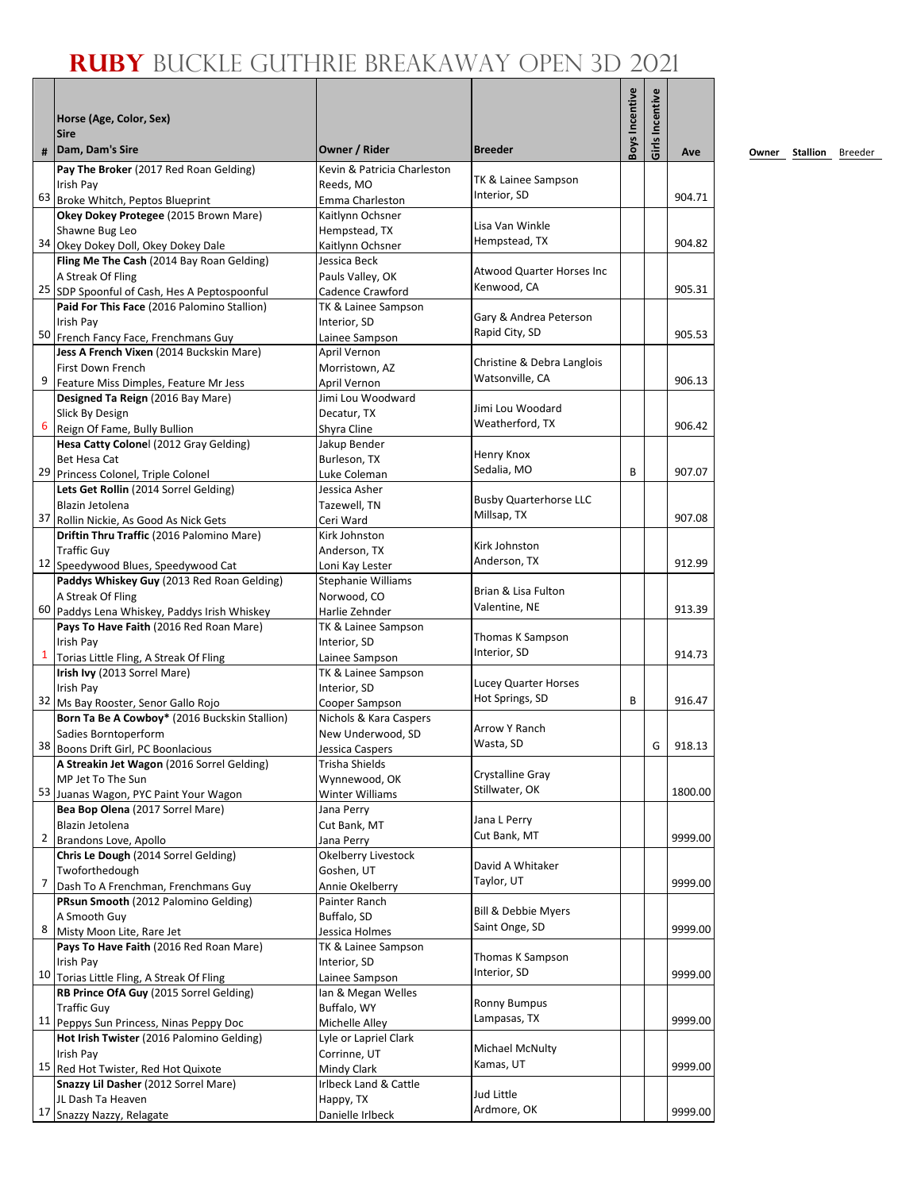# RUBY BUCKLE GUTHRIE BREAKAWAY OPEN 3D 2021

| # | Horse (Age, Color, Sex) Sire Dam, Dam's Sire | Owner / Rider | Breeder | Boys Incentive | Girls Incentive | Ave |
|---|---|---|---|---|---|---|
| 63 | **Pay The Broker** (2017 Red Roan Gelding) Irish Pay Broke Whitch, Peptos Blueprint | Kevin & Patricia Charleston Reeds, MO Emma Charleston | TK & Lainee Sampson Interior, SD | | | 904.71 |
| 34 | **Okey Dokey Protegee** (2015 Brown Mare) Shawne Bug Leo Okey Dokey Doll, Okey Dokey Dale | Kaitlynn Ochsner Hempstead, TX Kaitlynn Ochsner | Lisa Van Winkle Hempstead, TX | | | 904.82 |
| 25 | **Fling Me The Cash** (2014 Bay Roan Gelding) A Streak Of Fling SDP Spoonful of Cash, Hes A Peptospoonful | Jessica Beck Pauls Valley, OK Cadence Crawford | Atwood Quarter Horses Inc Kenwood, CA | | | 905.31 |
| 50 | **Paid For This Face** (2016 Palomino Stallion) Irish Pay French Fancy Face, Frenchmans Guy | TK & Lainee Sampson Interior, SD Lainee Sampson | Gary & Andrea Peterson Rapid City, SD | | | 905.53 |
| 9 | **Jess A French Vixen** (2014 Buckskin Mare) First Down French Feature Miss Dimples, Feature Mr Jess | April Vernon Morristown, AZ April Vernon | Christine & Debra Langlois Watsonville, CA | | | 906.13 |
| 6 | **Designed Ta Reign** (2016 Bay Mare) Slick By Design Reign Of Fame, Bully Bullion | Jimi Lou Woodward Decatur, TX Shyra Cline | Jimi Lou Woodard Weatherford, TX | | | 906.42 |
| 29 | **Hesa Catty Colonel** (2012 Gray Gelding) Bet Hesa Cat Princess Colonel, Triple Colonel | Jakup Bender Burleson, TX Luke Coleman | Henry Knox Sedalia, MO | B | | 907.07 |
| 37 | **Lets Get Rollin** (2014 Sorrel Gelding) Blazin Jetolena Rollin Nickie, As Good As Nick Gets | Jessica Asher Tazewell, TN Ceri Ward | Busby Quarterhorse LLC Millsap, TX | | | 907.08 |
| 12 | **Driftin Thru Traffic** (2016 Palomino Mare) Traffic Guy Speedywood Blues, Speedywood Cat | Kirk Johnston Anderson, TX Loni Kay Lester | Kirk Johnston Anderson, TX | | | 912.99 |
| 60 | **Paddys Whiskey Guy** (2013 Red Roan Gelding) A Streak Of Fling Paddys Lena Whiskey, Paddys Irish Whiskey | Stephanie Williams Norwood, CO Harlie Zehnder | Brian & Lisa Fulton Valentine, NE | | | 913.39 |
| 1 | **Pays To Have Faith** (2016 Red Roan Mare) Irish Pay Torias Little Fling, A Streak Of Fling | TK & Lainee Sampson Interior, SD Lainee Sampson | Thomas K Sampson Interior, SD | | | 914.73 |
| 32 | **Irish Ivy** (2013 Sorrel Mare) Irish Pay Ms Bay Rooster, Senor Gallo Rojo | TK & Lainee Sampson Interior, SD Cooper Sampson | Lucey Quarter Horses Hot Springs, SD | B | | 916.47 |
| 38 | **Born Ta Be A Cowboy*** (2016 Buckskin Stallion) Sadies Borntoperform Boons Drift Girl, PC Boonlacious | Nichols & Kara Caspers New Underwood, SD Jessica Caspers | Arrow Y Ranch Wasta, SD | | G | 918.13 |
| 53 | **A Streakin Jet Wagon** (2016 Sorrel Gelding) MP Jet To The Sun Juanas Wagon, PYC Paint Your Wagon | Trisha Shields Wynnewood, OK Winter Williams | Crystalline Gray Stillwater, OK | | | 1800.00 |
| 2 | **Bea Bop Olena** (2017 Sorrel Mare) Blazin Jetolena Brandons Love, Apollo | Jana Perry Cut Bank, MT Jana Perry | Jana L Perry Cut Bank, MT | | | 9999.00 |
| 7 | **Chris Le Dough** (2014 Sorrel Gelding) Twoforthedough Dash To A Frenchman, Frenchmans Guy | Okelberry Livestock Goshen, UT Annie Okelberry | David A Whitaker Taylor, UT | | | 9999.00 |
| 8 | **PRsun Smooth** (2012 Palomino Gelding) A Smooth Guy Misty Moon Lite, Rare Jet | Painter Ranch Buffalo, SD Jessica Holmes | Bill & Debbie Myers Saint Onge, SD | | | 9999.00 |
| 10 | **Pays To Have Faith** (2016 Red Roan Mare) Irish Pay Torias Little Fling, A Streak Of Fling | TK & Lainee Sampson Interior, SD Lainee Sampson | Thomas K Sampson Interior, SD | | | 9999.00 |
| 11 | **RB Prince OfA Guy** (2015 Sorrel Gelding) Traffic Guy Peppys Sun Princess, Ninas Peppy Doc | Ian & Megan Welles Buffalo, WY Michelle Alley | Ronny Bumpus Lampasas, TX | | | 9999.00 |
| 15 | **Hot Irish Twister** (2016 Palomino Gelding) Irish Pay Red Hot Twister, Red Hot Quixote | Lyle or Lapriel Clark Corrinne, UT Mindy Clark | Michael McNulty Kamas, UT | | | 9999.00 |
| 17 | **Snazzy Lil Dasher** (2012 Sorrel Mare) JL Dash Ta Heaven Snazzy Nazzy, Relagate | Irlbeck Land & Cattle Happy, TX Danielle Irlbeck | Jud Little Ardmore, OK | | | 9999.00 |

Owner Stallion Breeder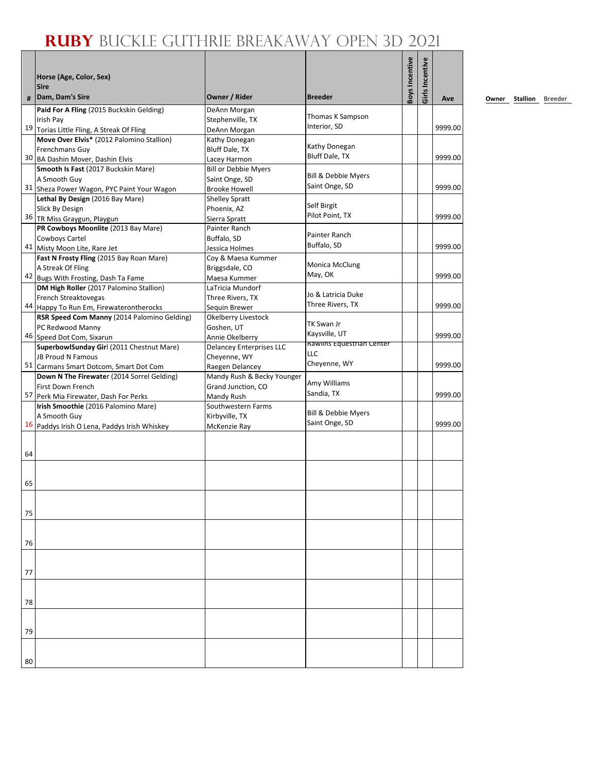# RUBY BUCKLE GUTHRIE BREAKAWAY OPEN 3D 2021

| # | Horse (Age, Color, Sex)<br>Sire<br>Dam, Dam's Sire | Owner / Rider | Breeder | Boys Incentive | Girls Incentive | Ave |
|---|---|---|---|---|---|---|
| 19 | **Paid For A Fling** (2015 Buckskin Gelding)<br>Irish Pay<br>Torias Little Fling, A Streak Of Fling | DeAnn Morgan<br>Stephenville, TX<br>DeAnn Morgan | Thomas K Sampson<br>Interior, SD | | | 9999.00 |
| 30 | **Move Over Elvis*** (2012 Palomino Stallion)<br>Frenchmans Guy<br>BA Dashin Mover, Dashin Elvis | Kathy Donegan<br>Bluff Dale, TX<br>Lacey Harmon | Kathy Donegan<br>Bluff Dale, TX | | | 9999.00 |
| 31 | **Smooth Is Fast** (2017 Buckskin Mare)<br>A Smooth Guy<br>Sheza Power Wagon, PYC Paint Your Wagon | Bill or Debbie Myers<br>Saint Onge, SD<br>Brooke Howell | Bill & Debbie Myers<br>Saint Onge, SD | | | 9999.00 |
| 36 | **Lethal By Design** (2016 Bay Mare)<br>Slick By Design<br>TR Miss Graygun, Playgun | Shelley Spratt<br>Phoenix, AZ<br>Sierra Spratt | Self Birgit<br>Pilot Point, TX | | | 9999.00 |
| 41 | **PR Cowboys Moonlite** (2013 Bay Mare)<br>Cowboys Cartel<br>Misty Moon Lite, Rare Jet | Painter Ranch<br>Buffalo, SD<br>Jessica Holmes | Painter Ranch<br>Buffalo, SD | | | 9999.00 |
| 42 | **Fast N Frosty Fling** (2015 Bay Roan Mare)<br>A Streak Of Fling<br>Bugs With Frosting, Dash Ta Fame | Coy & Maesa Kummer<br>Briggsdale, CO<br>Maesa Kummer | Monica McClung<br>May, OK | | | 9999.00 |
| 44 | **DM High Roller** (2017 Palomino Stallion)<br>French Streaktovegas<br>Happy To Run Em, Firewaterontherocks | LaTricia Mundorf<br>Three Rivers, TX<br>Sequin Brewer | Jo & Latricia Duke<br>Three Rivers, TX | | | 9999.00 |
| 46 | **RSR Speed Com Manny** (2014 Palomino Gelding)<br>PC Redwood Manny<br>Speed Dot Com, Sixarun | Okelberry Livestock<br>Goshen, UT<br>Annie Okelberry | TK Swan Jr<br>Kaysville, UT | | | 9999.00 |
| 51 | **SuperbowlSunday Girl** (2011 Chestnut Mare)<br>JB Proud N Famous<br>Carmans Smart Dotcom, Smart Dot Com | Delancey Enterprises LLC<br>Cheyenne, WY<br>Raegen Delancey | Rawlins Equestrian Center LLC<br>Cheyenne, WY | | | 9999.00 |
| 57 | **Down N The Firewater** (2014 Sorrel Gelding)<br>First Down French<br>Perk Mia Firewater, Dash For Perks | Mandy Rush & Becky Younger<br>Grand Junction, CO<br>Mandy Rush | Amy Williams<br>Sandia, TX | | | 9999.00 |
| 16 | **Irish Smoothie** (2016 Palomino Mare)<br>A Smooth Guy<br>Paddys Irish O Lena, Paddys Irish Whiskey | Southwestern Farms<br>Kirbyville, TX<br>McKenzie Ray | Bill & Debbie Myers<br>Saint Onge, SD | | | 9999.00 |
| 64 | | | | | | |
| 65 | | | | | | |
| 75 | | | | | | |
| 76 | | | | | | |
| 77 | | | | | | |
| 78 | | | | | | |
| 79 | | | | | | |
| 80 | | | | | | |

Owner Stallion Breeder